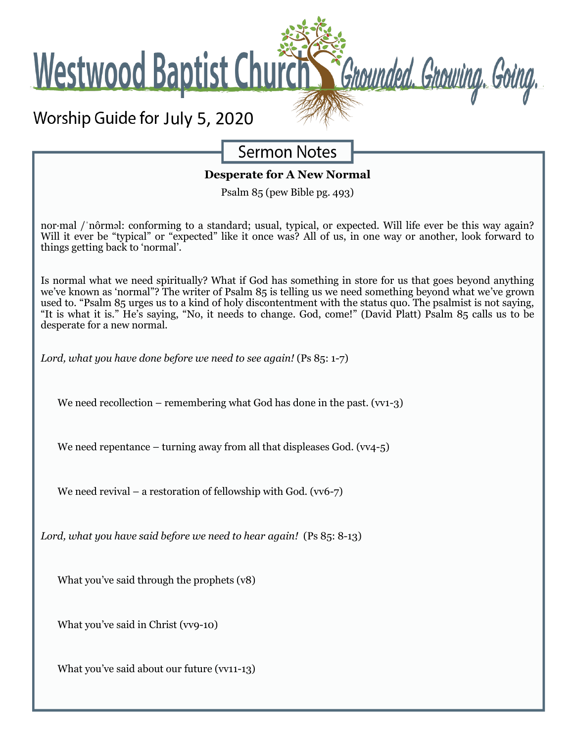# Westwood Baptist Church

Grounded. Growing. Going.

Worship Guide for July 5, 2020

## Sermon Notes

**Desperate for A New Normal**

Psalm 85 (pew Bible pg. 493)

nor·mal /ˈnôrməl: conforming to a standard; usual, typical, or expected. Will life ever be this way again? Will it ever be "typical" or "expected" like it once was? All of us, in one way or another, look forward to things getting back to 'normal'.

Is normal what we need spiritually? What if God has something in store for us that goes beyond anything we've known as 'normal"? The writer of Psalm 85 is telling us we need something beyond what we've grown used to. "Psalm 85 urges us to a kind of holy discontentment with the status quo. The psalmist is not saying, "It is what it is." He's saying, "No, it needs to change. God, come!" (David Platt) Psalm 85 calls us to be desperate for a new normal.

*Lord, what you have done before we need to see again!* (Ps 85: 1-7)

We need recollection – remembering what God has done in the past. (vv1-3)

We need repentance – turning away from all that displeases God. (vv4-5)

We need revival – a restoration of fellowship with God. (vv6-7)

*Lord, what you have said before we need to hear again!* (Ps 85: 8-13)

What you've said through the prophets (v8)

What you've said in Christ (vv9-10)

What you've said about our future (vv11-13)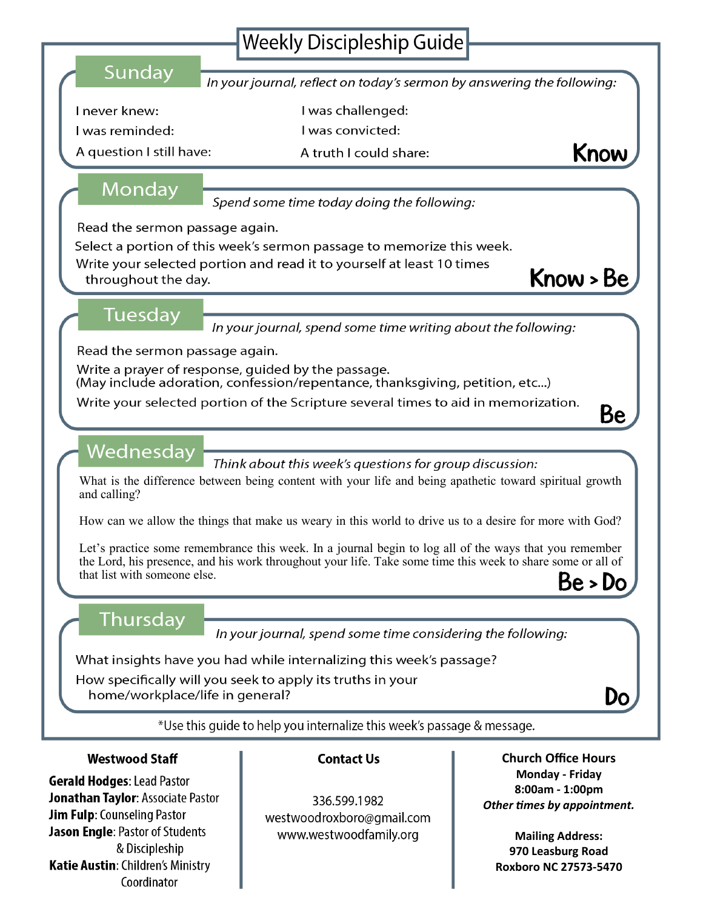# Weekly Discipleship Guide

## Sunday

*In your journal, reflect on today's sermon by answering the following:*

- I never knew:
- I was reminded:
- A question I still have:
- I was challenged:
- I was convicted:
- A truth I could share:

**Know**

## Monday

*Spend some time today doing the following:*

Read the sermon passage again.

Select a portion of this week's sermon passage to memorize this week.

Write your selected portion and read it to yourself at least 10 times throughout the day.

**Know > Be**

## Tuesday

*In your journal, spend some time writing about the following:*

Read the sermon passage again.

Write a prayer of response, guided by the passage.
(May include adoration, confession/repentance, thanksgiving, petition, etc...)

Write your selected portion of the Scripture several times to aid in memorization.

**Be**

## Wednesday

*Think about this week's questions for group discussion:*

What is the difference between being content with your life and being apathetic toward spiritual growth and calling?

How can we allow the things that make us weary in this world to drive us to a desire for more with God?

Let's practice some remembrance this week. In a journal begin to log all of the ways that you remember the Lord, his presence, and his work throughout your life. Take some time this week to share some or all of that list with someone else.

**Be > Do**

## Thursday

*In your journal, spend some time considering the following:*

What insights have you had while internalizing this week's passage?

How specifically will you seek to apply its truths in your home/workplace/life in general?

**Do**

*Use this guide to help you internalize this week's passage & message.

### Westwood Staff

**Gerald Hodges**: Lead Pastor
**Jonathan Taylor**: Associate Pastor
**Jim Fulp**: Counseling Pastor
**Jason Engle**: Pastor of Students & Discipleship
**Katie Austin**: Children's Ministry Coordinator

### Contact Us

336.599.1982
westwoodroxboro@gmail.com
www.westwoodfamily.org

### Church Office Hours

**Monday - Friday**
**8:00am - 1:00pm**
***Other times by appointment.***

**Mailing Address:**
**970 Leasburg Road**
**Roxboro NC 27573-5470**